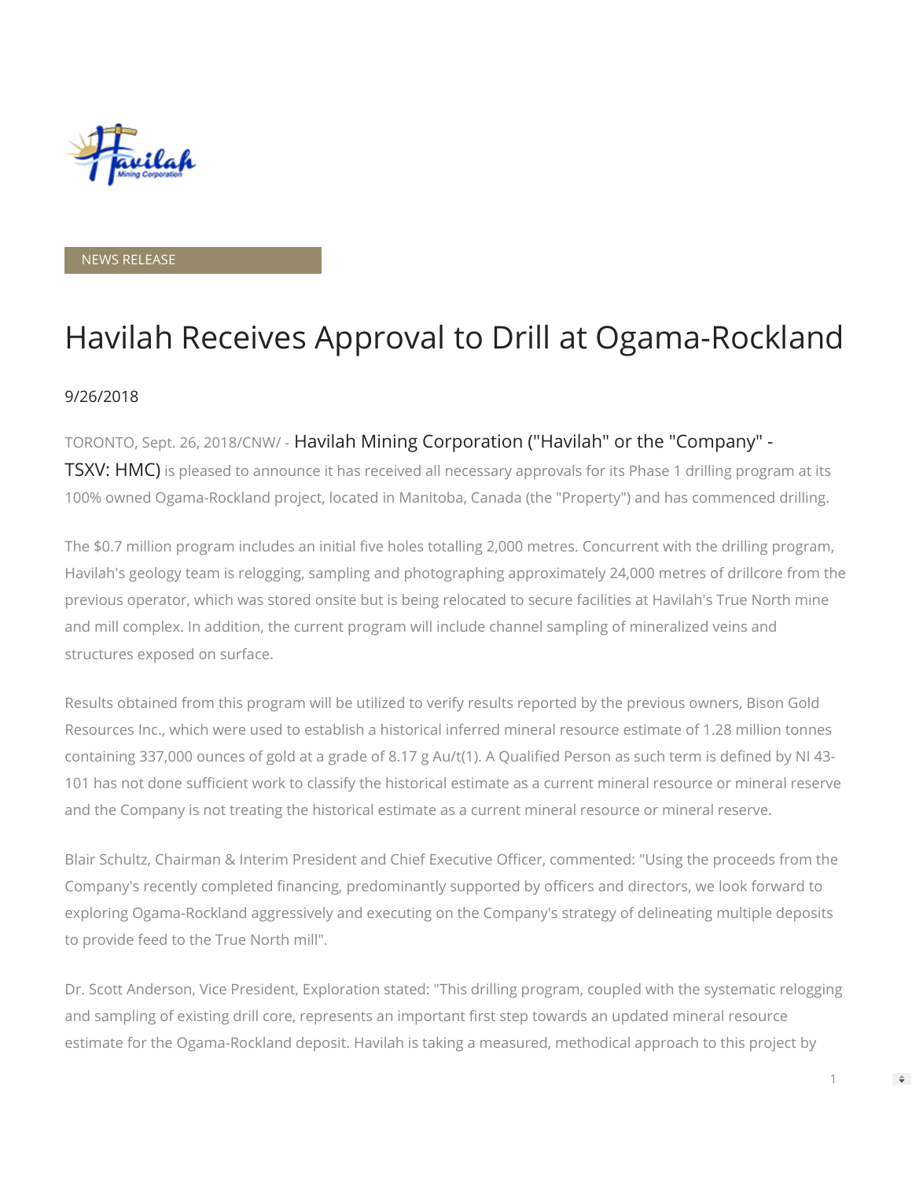NEWS RELEASE

# Havilah Receives Approval to Drill at Ogama-Rockland

9/26/2018

TORONTO, Sept. 26, 2018/CNW/ - Havilah Mining Corporation ("Havilah" or the "Company" - TSXV: HMC) is pleased to announce it has received all necessary approvals for its Phase 1 drilling program at its 100% owned Ogama-Rockland project, located in Manitoba, Canada (the "Property") and has commenced drilling.

The $0.7 million program includes an initial five holes totalling 2,000 metres. Concurrent with the drilling program, Havilah's geology team is relogging, sampling and photographing approximately 24,000 metres of drillcore from the previous operator, which was stored onsite but is being relocated to secure facilities at Havilah's True North mine and mill complex. In addition, the current program will include channel sampling of mineralized veins and structures exposed on surface.

Results obtained from this program will be utilized to verify results reported by the previous owners, Bison Gold Resources Inc., which were used to establish a historical inferred mineral resource estimate of 1.28 million tonnes containing 337,000 ounces of gold at a grade of 8.17 g Au/t(1). A Qualified Person as such term is defined by NI 43-101 has not done sufficient work to classify the historical estimate as a current mineral resource or mineral reserve and the Company is not treating the historical estimate as a current mineral resource or mineral reserve.

Blair Schultz, Chairman & Interim President and Chief Executive Officer, commented: "Using the proceeds from the Company's recently completed financing, predominantly supported by officers and directors, we look forward to exploring Ogama-Rockland aggressively and executing on the Company's strategy of delineating multiple deposits to provide feed to the True North mill".

Dr. Scott Anderson, Vice President, Exploration stated: "This drilling program, coupled with the systematic relogging and sampling of existing drill core, represents an important first step towards an updated mineral resource estimate for the Ogama-Rockland deposit. Havilah is taking a measured, methodical approach to this project by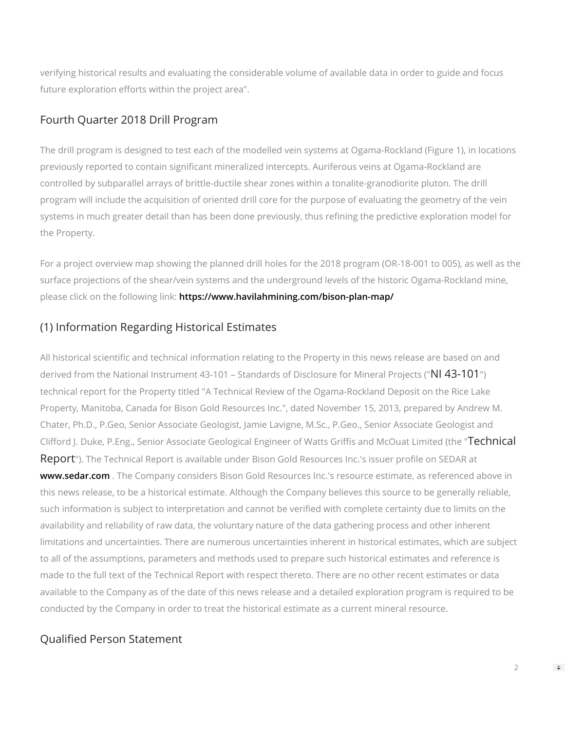verifying historical results and evaluating the considerable volume of available data in order to guide and focus future exploration efforts within the project area".

## Fourth Quarter 2018 Drill Program

The drill program is designed to test each of the modelled vein systems at Ogama-Rockland (Figure 1), in locations previously reported to contain significant mineralized intercepts. Auriferous veins at Ogama-Rockland are controlled by subparallel arrays of brittle-ductile shear zones within a tonalite-granodiorite pluton. The drill program will include the acquisition of oriented drill core for the purpose of evaluating the geometry of the vein systems in much greater detail than has been done previously, thus refining the predictive exploration model for the Property.

For a project overview map showing the planned drill holes for the 2018 program (OR-18-001 to 005), as well as the surface projections of the shear/vein systems and the underground levels of the historic Ogama-Rockland mine, please click on the following link: **https://www.havilahmining.com/bison-plan-map/**

## (1) Information Regarding Historical Estimates

All historical scientific and technical information relating to the Property in this news release are based on and derived from the National Instrument 43-101 – Standards of Disclosure for Mineral Projects ("NI 43-101") technical report for the Property titled "A Technical Review of the Ogama-Rockland Deposit on the Rice Lake Property, Manitoba, Canada for Bison Gold Resources Inc.", dated November 15, 2013, prepared by Andrew M. Chater, Ph.D., P.Geo, Senior Associate Geologist, Jamie Lavigne, M.Sc., P.Geo., Senior Associate Geologist and Clifford J. Duke, P.Eng., Senior Associate Geological Engineer of Watts Griffis and McOuat Limited (the "Technical Report"). The Technical Report is available under Bison Gold Resources Inc.'s issuer profile on SEDAR at **www.sedar.com** . The Company considers Bison Gold Resources Inc.'s resource estimate, as referenced above in this news release, to be a historical estimate. Although the Company believes this source to be generally reliable, such information is subject to interpretation and cannot be verified with complete certainty due to limits on the availability and reliability of raw data, the voluntary nature of the data gathering process and other inherent limitations and uncertainties. There are numerous uncertainties inherent in historical estimates, which are subject to all of the assumptions, parameters and methods used to prepare such historical estimates and reference is made to the full text of the Technical Report with respect thereto. There are no other recent estimates or data available to the Company as of the date of this news release and a detailed exploration program is required to be conducted by the Company in order to treat the historical estimate as a current mineral resource.

## Qualified Person Statement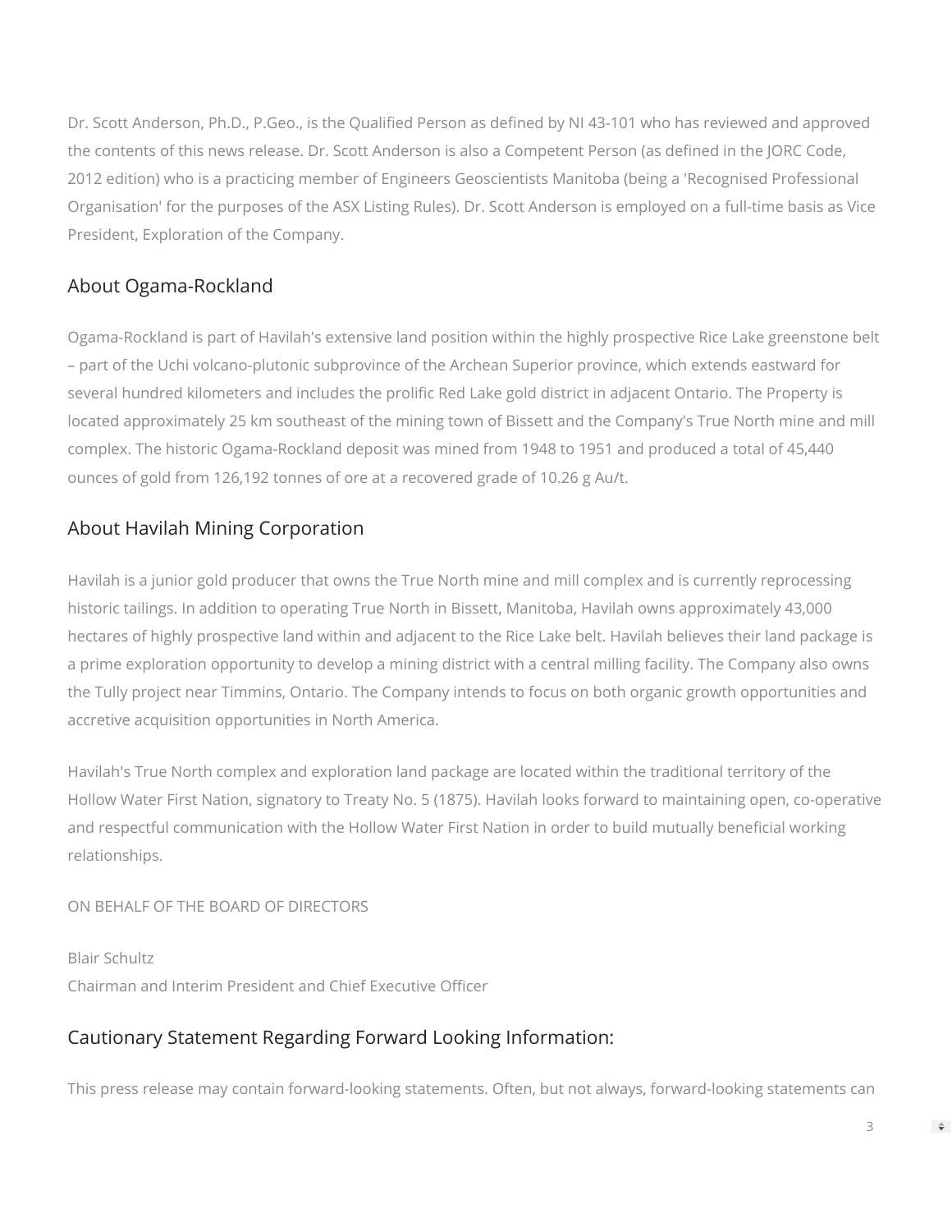Dr. Scott Anderson, Ph.D., P.Geo., is the Qualified Person as defined by NI 43-101 who has reviewed and approved the contents of this news release. Dr. Scott Anderson is also a Competent Person (as defined in the JORC Code, 2012 edition) who is a practicing member of Engineers Geoscientists Manitoba (being a 'Recognised Professional Organisation' for the purposes of the ASX Listing Rules). Dr. Scott Anderson is employed on a full-time basis as Vice President, Exploration of the Company.

## About Ogama-Rockland

Ogama-Rockland is part of Havilah's extensive land position within the highly prospective Rice Lake greenstone belt – part of the Uchi volcano-plutonic subprovince of the Archean Superior province, which extends eastward for several hundred kilometers and includes the prolific Red Lake gold district in adjacent Ontario. The Property is located approximately 25 km southeast of the mining town of Bissett and the Company's True North mine and mill complex. The historic Ogama-Rockland deposit was mined from 1948 to 1951 and produced a total of 45,440 ounces of gold from 126,192 tonnes of ore at a recovered grade of 10.26 g Au/t.

## About Havilah Mining Corporation

Havilah is a junior gold producer that owns the True North mine and mill complex and is currently reprocessing historic tailings. In addition to operating True North in Bissett, Manitoba, Havilah owns approximately 43,000 hectares of highly prospective land within and adjacent to the Rice Lake belt. Havilah believes their land package is a prime exploration opportunity to develop a mining district with a central milling facility. The Company also owns the Tully project near Timmins, Ontario. The Company intends to focus on both organic growth opportunities and accretive acquisition opportunities in North America.

Havilah's True North complex and exploration land package are located within the traditional territory of the Hollow Water First Nation, signatory to Treaty No. 5 (1875). Havilah looks forward to maintaining open, co-operative and respectful communication with the Hollow Water First Nation in order to build mutually beneficial working relationships.

ON BEHALF OF THE BOARD OF DIRECTORS

Blair Schultz
Chairman and Interim President and Chief Executive Officer

## Cautionary Statement Regarding Forward Looking Information:

This press release may contain forward-looking statements. Often, but not always, forward-looking statements can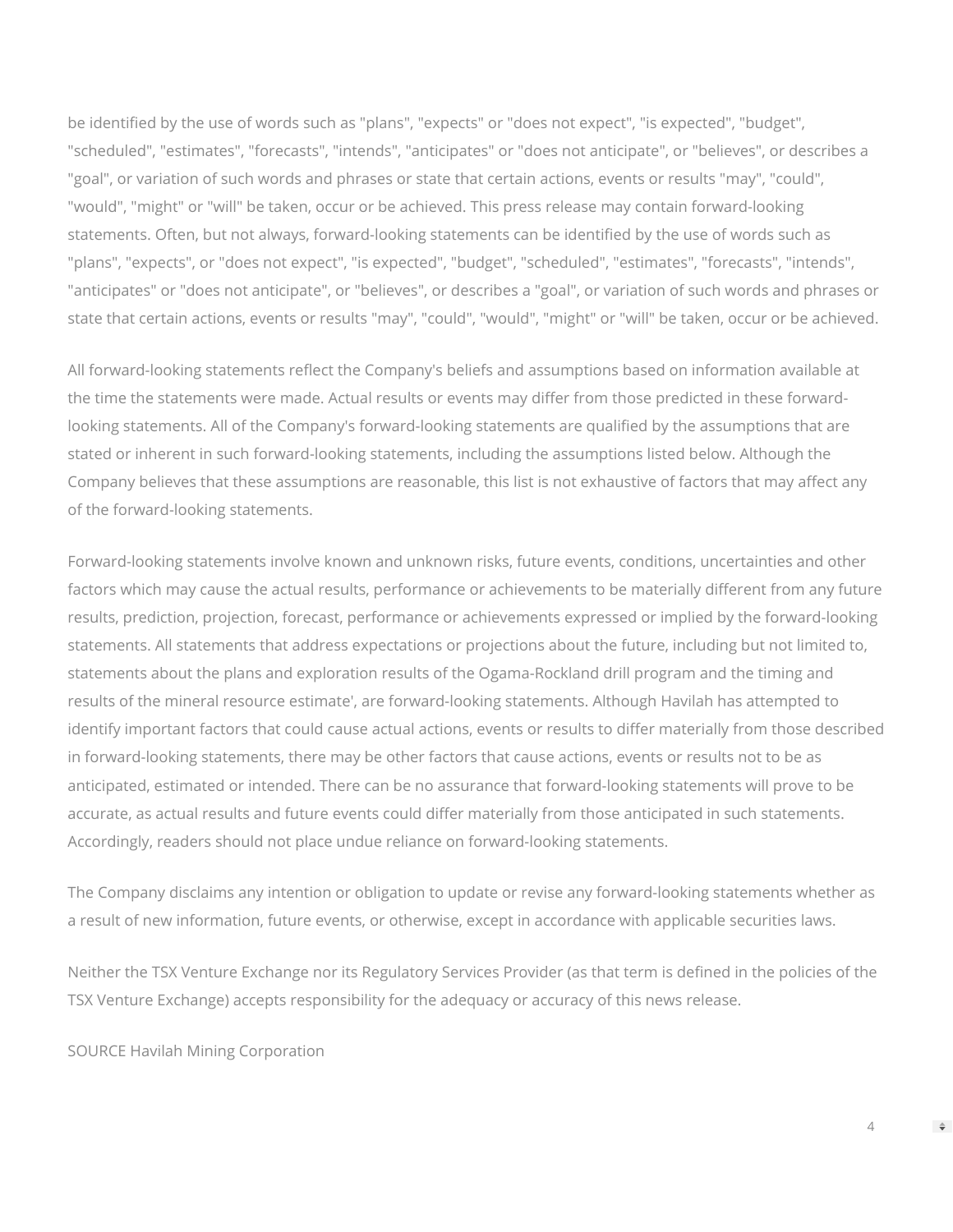be identified by the use of words such as "plans", "expects" or "does not expect", "is expected", "budget", "scheduled", "estimates", "forecasts", "intends", "anticipates" or "does not anticipate", or "believes", or describes a "goal", or variation of such words and phrases or state that certain actions, events or results "may", "could", "would", "might" or "will" be taken, occur or be achieved. This press release may contain forward-looking statements. Often, but not always, forward-looking statements can be identified by the use of words such as "plans", "expects", or "does not expect", "is expected", "budget", "scheduled", "estimates", "forecasts", "intends", "anticipates" or "does not anticipate", or "believes", or describes a "goal", or variation of such words and phrases or state that certain actions, events or results "may", "could", "would", "might" or "will" be taken, occur or be achieved.

All forward-looking statements reflect the Company's beliefs and assumptions based on information available at the time the statements were made. Actual results or events may differ from those predicted in these forward-looking statements. All of the Company's forward-looking statements are qualified by the assumptions that are stated or inherent in such forward-looking statements, including the assumptions listed below. Although the Company believes that these assumptions are reasonable, this list is not exhaustive of factors that may affect any of the forward-looking statements.

Forward-looking statements involve known and unknown risks, future events, conditions, uncertainties and other factors which may cause the actual results, performance or achievements to be materially different from any future results, prediction, projection, forecast, performance or achievements expressed or implied by the forward-looking statements. All statements that address expectations or projections about the future, including but not limited to, statements about the plans and exploration results of the Ogama-Rockland drill program and the timing and results of the mineral resource estimate', are forward-looking statements. Although Havilah has attempted to identify important factors that could cause actual actions, events or results to differ materially from those described in forward-looking statements, there may be other factors that cause actions, events or results not to be as anticipated, estimated or intended. There can be no assurance that forward-looking statements will prove to be accurate, as actual results and future events could differ materially from those anticipated in such statements. Accordingly, readers should not place undue reliance on forward-looking statements.

The Company disclaims any intention or obligation to update or revise any forward-looking statements whether as a result of new information, future events, or otherwise, except in accordance with applicable securities laws.

Neither the TSX Venture Exchange nor its Regulatory Services Provider (as that term is defined in the policies of the TSX Venture Exchange) accepts responsibility for the adequacy or accuracy of this news release.

SOURCE Havilah Mining Corporation